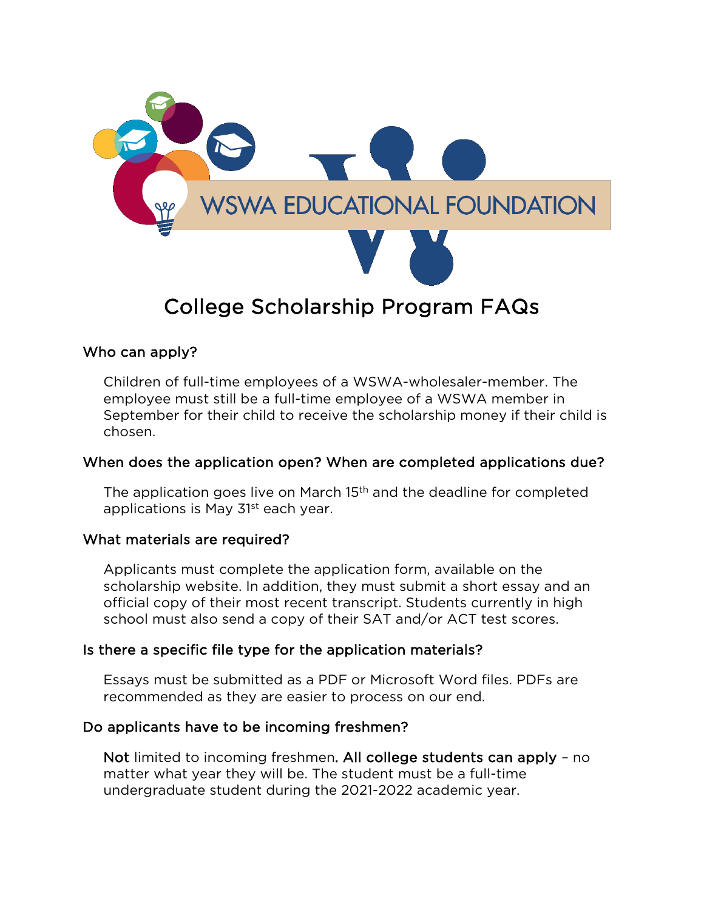# WSWA EDUCATIONAL FOUNDATION

## College Scholarship Program FAQs

### Who can apply?

Children of full-time employees of a WSWA-wholesaler-member. The employee must still be a full-time employee of a WSWA member in September for their child to receive the scholarship money if their child is chosen.

### When does the application open? When are completed applications due?

The application goes live on March 15th and the deadline for completed applications is May 31st each year.

### What materials are required?

Applicants must complete the application form, available on the scholarship website. In addition, they must submit a short essay and an official copy of their most recent transcript. Students currently in high school must also send a copy of their SAT and/or ACT test scores.

### Is there a specific file type for the application materials?

Essays must be submitted as a PDF or Microsoft Word files. PDFs are recommended as they are easier to process on our end.

### Do applicants have to be incoming freshmen?

**Not** limited to incoming freshmen**. All college students can apply** – no matter what year they will be. The student must be a full-time undergraduate student during the 2021-2022 academic year.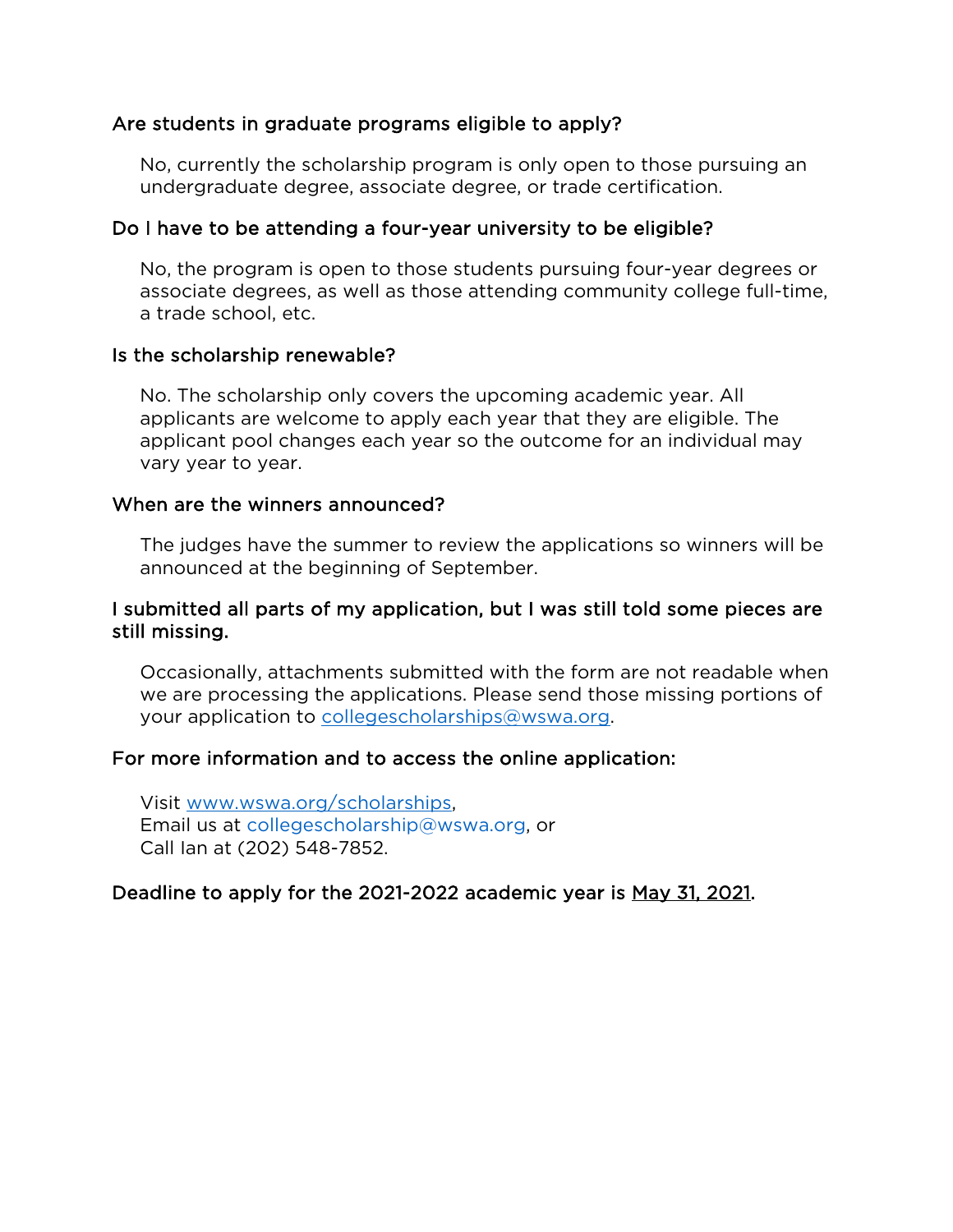### Are students in graduate programs eligible to apply?

No, currently the scholarship program is only open to those pursuing an undergraduate degree, associate degree, or trade certification.

### Do I have to be attending a four-year university to be eligible?

No, the program is open to those students pursuing four-year degrees or associate degrees, as well as those attending community college full-time, a trade school, etc.

### Is the scholarship renewable?

No. The scholarship only covers the upcoming academic year. All applicants are welcome to apply each year that they are eligible. The applicant pool changes each year so the outcome for an individual may vary year to year.

### When are the winners announced?

The judges have the summer to review the applications so winners will be announced at the beginning of September.

### I submitted all parts of my application, but I was still told some pieces are still missing.

Occasionally, attachments submitted with the form are not readable when we are processing the applications. Please send those missing portions of your application to collegescholarships@wswa.org.

### For more information and to access the online application:

Visit www.wswa.org/scholarships,
Email us at collegescholarship@wswa.org, or
Call Ian at (202) 548-7852.

### Deadline to apply for the 2021-2022 academic year is May 31, 2021.